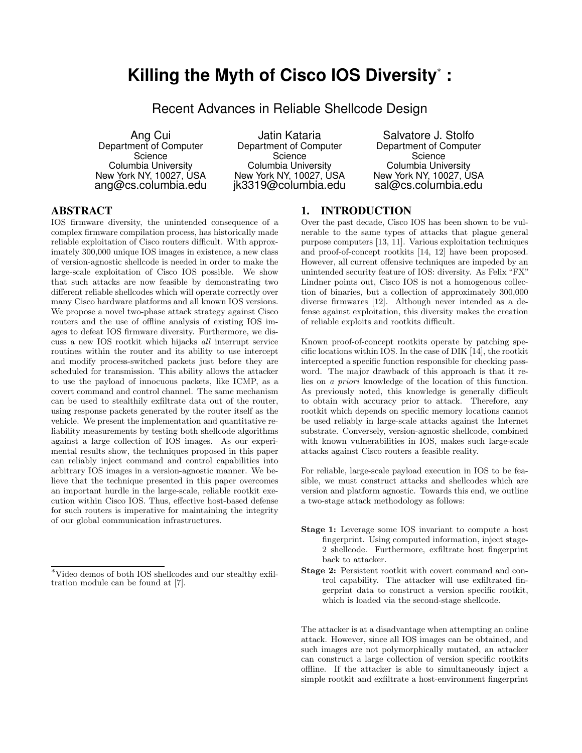# Killing the Myth of Cisco IOS Diversity* :

## Recent Advances in Reliable Shellcode Design

Ang Cui
Department of Computer Science
Columbia University
New York NY, 10027, USA
ang@cs.columbia.edu

Jatin Kataria
Department of Computer Science
Columbia University
New York NY, 10027, USA
jk3319@columbia.edu

Salvatore J. Stolfo
Department of Computer Science
Columbia University
New York NY, 10027, USA
sal@cs.columbia.edu

## ABSTRACT

IOS firmware diversity, the unintended consequence of a complex firmware compilation process, has historically made reliable exploitation of Cisco routers difficult. With approximately 300,000 unique IOS images in existence, a new class of version-agnostic shellcode is needed in order to make the large-scale exploitation of Cisco IOS possible. We show that such attacks are now feasible by demonstrating two different reliable shellcodes which will operate correctly over many Cisco hardware platforms and all known IOS versions. We propose a novel two-phase attack strategy against Cisco routers and the use of offline analysis of existing IOS images to defeat IOS firmware diversity. Furthermore, we discuss a new IOS rootkit which hijacks *all* interrupt service routines within the router and its ability to use intercept and modify process-switched packets just before they are scheduled for transmission. This ability allows the attacker to use the payload of innocuous packets, like ICMP, as a covert command and control channel. The same mechanism can be used to stealthily exfiltrate data out of the router, using response packets generated by the router itself as the vehicle. We present the implementation and quantitative reliability measurements by testing both shellcode algorithms against a large collection of IOS images. As our experimental results show, the techniques proposed in this paper can reliably inject command and control capabilities into arbitrary IOS images in a version-agnostic manner. We believe that the technique presented in this paper overcomes an important hurdle in the large-scale, reliable rootkit execution within Cisco IOS. Thus, effective host-based defense for such routers is imperative for maintaining the integrity of our global communication infrastructures.

*Video demos of both IOS shellcodes and our stealthy exfiltration module can be found at [7].

## 1. INTRODUCTION

Over the past decade, Cisco IOS has been shown to be vulnerable to the same types of attacks that plague general purpose computers [13, 11]. Various exploitation techniques and proof-of-concept rootkits [14, 12] have been proposed. However, all current offensive techniques are impeded by an unintended security feature of IOS: diversity. As Felix "FX" Lindner points out, Cisco IOS is not a homogenous collection of binaries, but a collection of approximately 300,000 diverse firmwares [12]. Although never intended as a defense against exploitation, this diversity makes the creation of reliable exploits and rootkits difficult.

Known proof-of-concept rootkits operate by patching specific locations within IOS. In the case of DIK [14], the rootkit intercepted a specific function responsible for checking password. The major drawback of this approach is that it relies on *a priori* knowledge of the location of this function. As previously noted, this knowledge is generally difficult to obtain with accuracy prior to attack. Therefore, any rootkit which depends on specific memory locations cannot be used reliably in large-scale attacks against the Internet substrate. Conversely, version-agnostic shellcode, combined with known vulnerabilities in IOS, makes such large-scale attacks against Cisco routers a feasible reality.

For reliable, large-scale payload execution in IOS to be feasible, we must construct attacks and shellcodes which are version and platform agnostic. Towards this end, we outline a two-stage attack methodology as follows:

**Stage 1:** Leverage some IOS invariant to compute a host fingerprint. Using computed information, inject stage-2 shellcode. Furthermore, exfiltrate host fingerprint back to attacker.

**Stage 2:** Persistent rootkit with covert command and control capability. The attacker will use exfiltrated fingerprint data to construct a version specific rootkit, which is loaded via the second-stage shellcode.

The attacker is at a disadvantage when attempting an online attack. However, since all IOS images can be obtained, and such images are not polymorphically mutated, an attacker can construct a large collection of version specific rootkits offline. If the attacker is able to simultaneously inject a simple rootkit and exfiltrate a host-environment fingerprint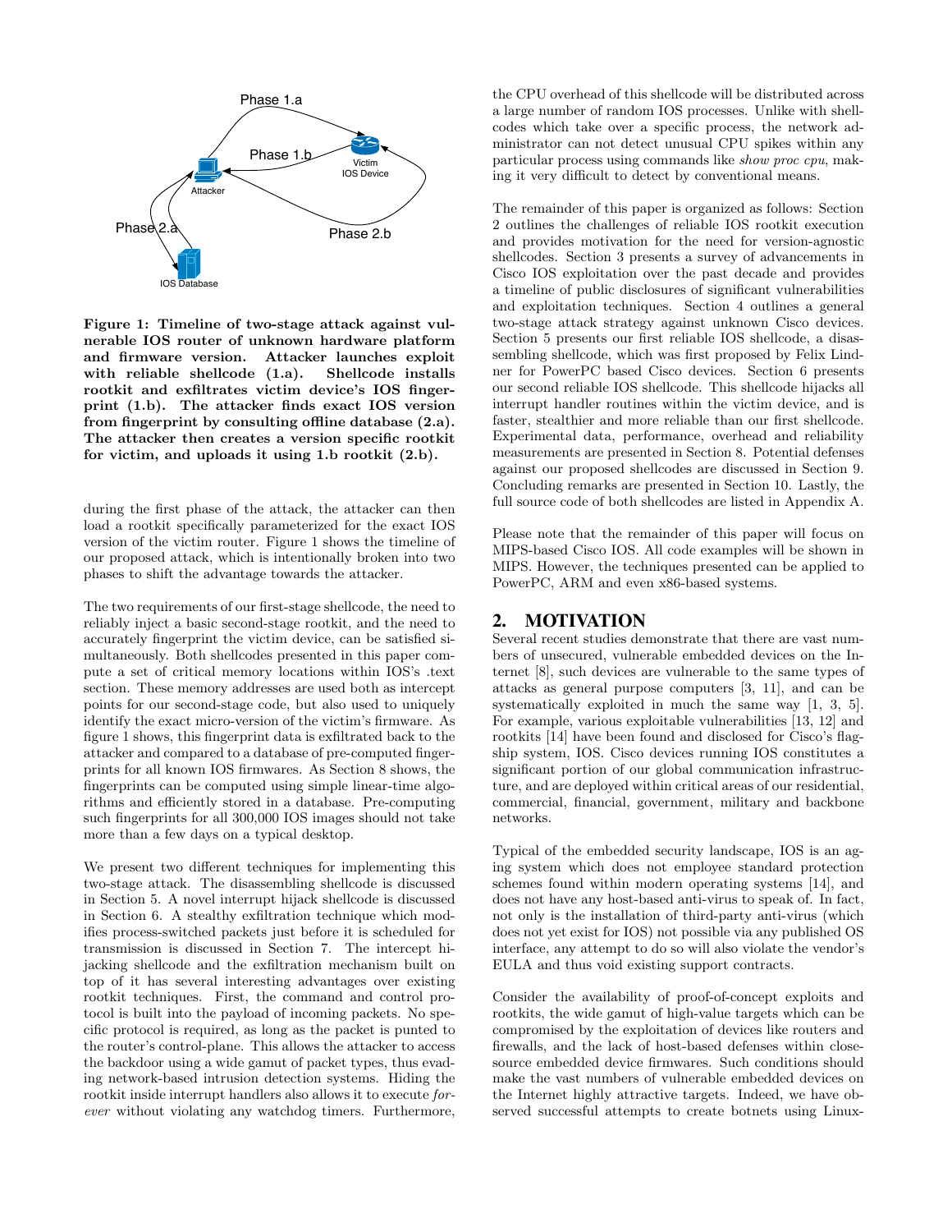**Figure 1: Timeline of two-stage attack against vulnerable IOS router of unknown hardware platform and firmware version. Attacker launches exploit with reliable shellcode (1.a). Shellcode installs rootkit and exfiltrates victim device's IOS fingerprint (1.b). The attacker finds exact IOS version from fingerprint by consulting offline database (2.a). The attacker then creates a version specific rootkit for victim, and uploads it using 1.b rootkit (2.b).**

during the first phase of the attack, the attacker can then load a rootkit specifically parameterized for the exact IOS version of the victim router. Figure 1 shows the timeline of our proposed attack, which is intentionally broken into two phases to shift the advantage towards the attacker.

The two requirements of our first-stage shellcode, the need to reliably inject a basic second-stage rootkit, and the need to accurately fingerprint the victim device, can be satisfied simultaneously. Both shellcodes presented in this paper compute a set of critical memory locations within IOS's .text section. These memory addresses are used both as intercept points for our second-stage code, but also used to uniquely identify the exact micro-version of the victim's firmware. As figure 1 shows, this fingerprint data is exfiltrated back to the attacker and compared to a database of pre-computed fingerprints for all known IOS firmwares. As Section 8 shows, the fingerprints can be computed using simple linear-time algorithms and efficiently stored in a database. Pre-computing such fingerprints for all 300,000 IOS images should not take more than a few days on a typical desktop.

We present two different techniques for implementing this two-stage attack. The disassembling shellcode is discussed in Section 5. A novel interrupt hijack shellcode is discussed in Section 6. A stealthy exfiltration technique which modifies process-switched packets just before it is scheduled for transmission is discussed in Section 7. The intercept hijacking shellcode and the exfiltration mechanism built on top of it has several interesting advantages over existing rootkit techniques. First, the command and control protocol is built into the payload of incoming packets. No specific protocol is required, as long as the packet is punted to the router's control-plane. This allows the attacker to access the backdoor using a wide gamut of packet types, thus evading network-based intrusion detection systems. Hiding the rootkit inside interrupt handlers also allows it to execute *forever* without violating any watchdog timers. Furthermore, the CPU overhead of this shellcode will be distributed across a large number of random IOS processes. Unlike with shellcodes which take over a specific process, the network administrator can not detect unusual CPU spikes within any particular process using commands like *show proc cpu*, making it very difficult to detect by conventional means.

The remainder of this paper is organized as follows: Section 2 outlines the challenges of reliable IOS rootkit execution and provides motivation for the need for version-agnostic shellcodes. Section 3 presents a survey of advancements in Cisco IOS exploitation over the past decade and provides a timeline of public disclosures of significant vulnerabilities and exploitation techniques. Section 4 outlines a general two-stage attack strategy against unknown Cisco devices. Section 5 presents our first reliable IOS shellcode, a disassembling shellcode, which was first proposed by Felix Lindner for PowerPC based Cisco devices. Section 6 presents our second reliable IOS shellcode. This shellcode hijacks all interrupt handler routines within the victim device, and is faster, stealthier and more reliable than our first shellcode. Experimental data, performance, overhead and reliability measurements are presented in Section 8. Potential defenses against our proposed shellcodes are discussed in Section 9. Concluding remarks are presented in Section 10. Lastly, the full source code of both shellcodes are listed in Appendix A.

Please note that the remainder of this paper will focus on MIPS-based Cisco IOS. All code examples will be shown in MIPS. However, the techniques presented can be applied to PowerPC, ARM and even x86-based systems.

## 2. MOTIVATION

Several recent studies demonstrate that there are vast numbers of unsecured, vulnerable embedded devices on the Internet [8], such devices are vulnerable to the same types of attacks as general purpose computers [3, 11], and can be systematically exploited in much the same way [1, 3, 5]. For example, various exploitable vulnerabilities [13, 12] and rootkits [14] have been found and disclosed for Cisco's flagship system, IOS. Cisco devices running IOS constitutes a significant portion of our global communication infrastructure, and are deployed within critical areas of our residential, commercial, financial, government, military and backbone networks.

Typical of the embedded security landscape, IOS is an aging system which does not employee standard protection schemes found within modern operating systems [14], and does not have any host-based anti-virus to speak of. In fact, not only is the installation of third-party anti-virus (which does not yet exist for IOS) not possible via any published OS interface, any attempt to do so will also violate the vendor's EULA and thus void existing support contracts.

Consider the availability of proof-of-concept exploits and rootkits, the wide gamut of high-value targets which can be compromised by the exploitation of devices like routers and firewalls, and the lack of host-based defenses within close-source embedded device firmwares. Such conditions should make the vast numbers of vulnerable embedded devices on the Internet highly attractive targets. Indeed, we have observed successful attempts to create botnets using Linux-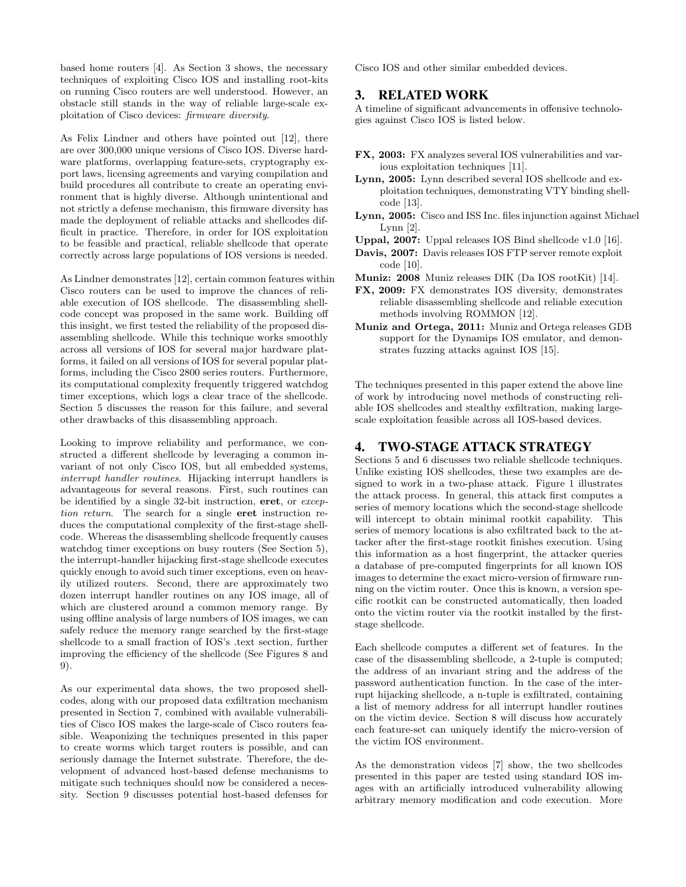based home routers [4]. As Section 3 shows, the necessary techniques of exploiting Cisco IOS and installing root-kits on running Cisco routers are well understood. However, an obstacle still stands in the way of reliable large-scale exploitation of Cisco devices: *firmware diversity*.

As Felix Lindner and others have pointed out [12], there are over 300,000 unique versions of Cisco IOS. Diverse hardware platforms, overlapping feature-sets, cryptography export laws, licensing agreements and varying compilation and build procedures all contribute to create an operating environment that is highly diverse. Although unintentional and not strictly a defense mechanism, this firmware diversity has made the deployment of reliable attacks and shellcodes difficult in practice. Therefore, in order for IOS exploitation to be feasible and practical, reliable shellcode that operate correctly across large populations of IOS versions is needed.

As Lindner demonstrates [12], certain common features within Cisco routers can be used to improve the chances of reliable execution of IOS shellcode. The disassembling shellcode concept was proposed in the same work. Building off this insight, we first tested the reliability of the proposed disassembling shellcode. While this technique works smoothly across all versions of IOS for several major hardware platforms, it failed on all versions of IOS for several popular platforms, including the Cisco 2800 series routers. Furthermore, its computational complexity frequently triggered watchdog timer exceptions, which logs a clear trace of the shellcode. Section 5 discusses the reason for this failure, and several other drawbacks of this disassembling approach.

Looking to improve reliability and performance, we constructed a different shellcode by leveraging a common invariant of not only Cisco IOS, but all embedded systems, *interrupt handler routines*. Hijacking interrupt handlers is advantageous for several reasons. First, such routines can be identified by a single 32-bit instruction, **eret**, or *exception return*. The search for a single **eret** instruction reduces the computational complexity of the first-stage shellcode. Whereas the disassembling shellcode frequently causes watchdog timer exceptions on busy routers (See Section 5), the interrupt-handler hijacking first-stage shellcode executes quickly enough to avoid such timer exceptions, even on heavily utilized routers. Second, there are approximately two dozen interrupt handler routines on any IOS image, all of which are clustered around a common memory range. By using offline analysis of large numbers of IOS images, we can safely reduce the memory range searched by the first-stage shellcode to a small fraction of IOS's .text section, further improving the efficiency of the shellcode (See Figures 8 and 9).

As our experimental data shows, the two proposed shellcodes, along with our proposed data exfiltration mechanism presented in Section 7, combined with available vulnerabilities of Cisco IOS makes the large-scale of Cisco routers feasible. Weaponizing the techniques presented in this paper to create worms which target routers is possible, and can seriously damage the Internet substrate. Therefore, the development of advanced host-based defense mechanisms to mitigate such techniques should now be considered a necessity. Section 9 discusses potential host-based defenses for Cisco IOS and other similar embedded devices.

## 3. RELATED WORK

A timeline of significant advancements in offensive technologies against Cisco IOS is listed below.

- **FX, 2003:** FX analyzes several IOS vulnerabilities and various exploitation techniques [11].
- **Lynn, 2005:** Lynn described several IOS shellcode and exploitation techniques, demonstrating VTY binding shellcode [13].
- **Lynn, 2005:** Cisco and ISS Inc. files injunction against Michael Lynn [2].
- **Uppal, 2007:** Uppal releases IOS Bind shellcode v1.0 [16].
- **Davis, 2007:** Davis releases IOS FTP server remote exploit code [10].
- **Muniz: 2008** Muniz releases DIK (Da IOS rootKit) [14].
- **FX, 2009:** FX demonstrates IOS diversity, demonstrates reliable disassembling shellcode and reliable execution methods involving ROMMON [12].
- **Muniz and Ortega, 2011:** Muniz and Ortega releases GDB support for the Dynamips IOS emulator, and demonstrates fuzzing attacks against IOS [15].

The techniques presented in this paper extend the above line of work by introducing novel methods of constructing reliable IOS shellcodes and stealthy exfiltration, making large-scale exploitation feasible across all IOS-based devices.

## 4. TWO-STAGE ATTACK STRATEGY

Sections 5 and 6 discusses two reliable shellcode techniques. Unlike existing IOS shellcodes, these two examples are designed to work in a two-phase attack. Figure 1 illustrates the attack process. In general, this attack first computes a series of memory locations which the second-stage shellcode will intercept to obtain minimal rootkit capability. This series of memory locations is also exfiltrated back to the attacker after the first-stage rootkit finishes execution. Using this information as a host fingerprint, the attacker queries a database of pre-computed fingerprints for all known IOS images to determine the exact micro-version of firmware running on the victim router. Once this is known, a version specific rootkit can be constructed automatically, then loaded onto the victim router via the rootkit installed by the first-stage shellcode.

Each shellcode computes a different set of features. In the case of the disassembling shellcode, a 2-tuple is computed; the address of an invariant string and the address of the password authentication function. In the case of the interrupt hijacking shellcode, a n-tuple is exfiltrated, containing a list of memory address for all interrupt handler routines on the victim device. Section 8 will discuss how accurately each feature-set can uniquely identify the micro-version of the victim IOS environment.

As the demonstration videos [7] show, the two shellcodes presented in this paper are tested using standard IOS images with an artificially introduced vulnerability allowing arbitrary memory modification and code execution. More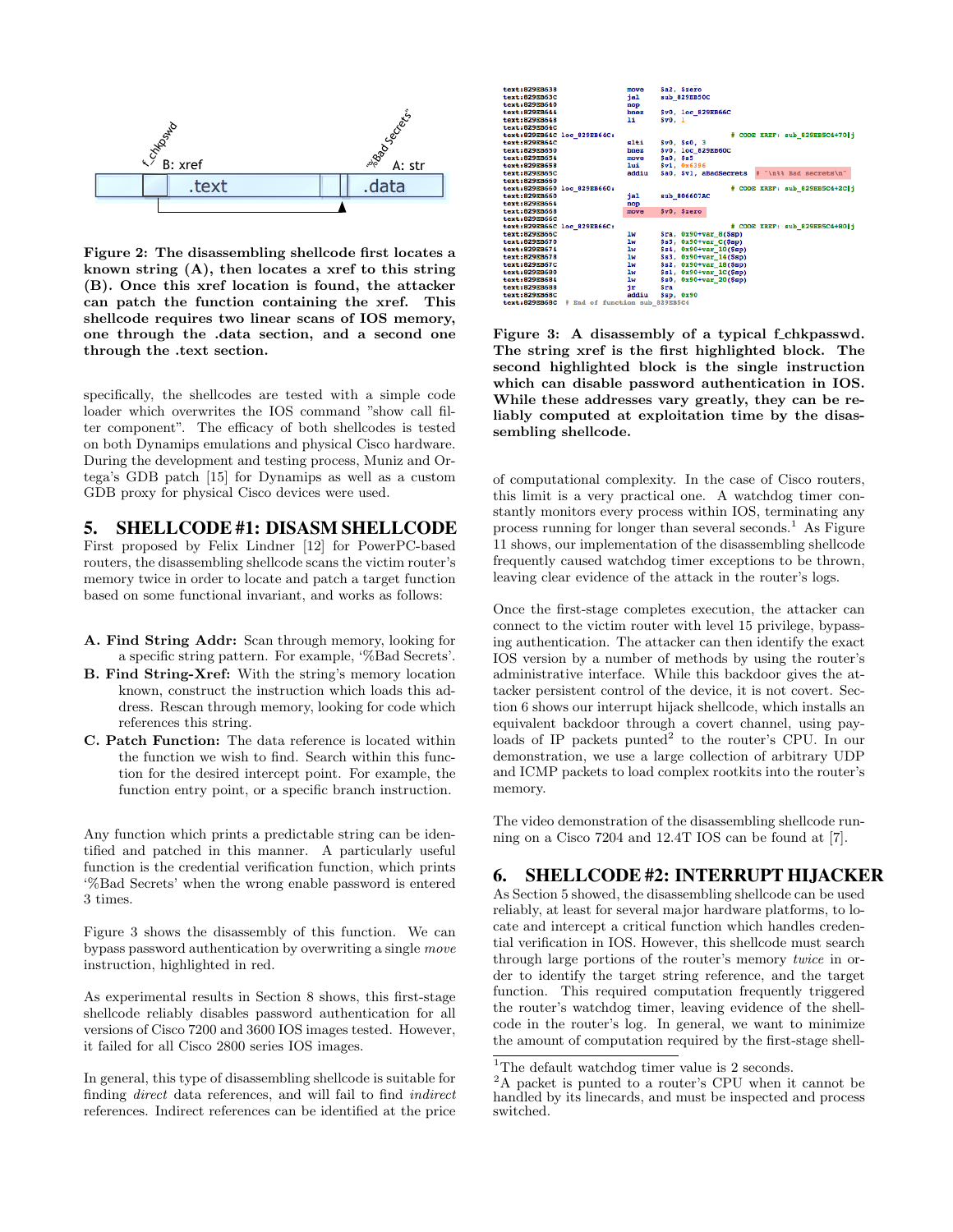Figure 2: The disassembling shellcode first locates a known string (A), then locates a xref to this string (B). Once this xref location is found, the attacker can patch the function containing the xref. This shellcode requires two linear scans of IOS memory, one through the .data section, and a second one through the .text section.

specifically, the shellcodes are tested with a simple code loader which overwrites the IOS command "show call filter component". The efficacy of both shellcodes is tested on both Dynamips emulations and physical Cisco hardware. During the development and testing process, Muniz and Ortega's GDB patch [15] for Dynamips as well as a custom GDB proxy for physical Cisco devices were used.

## 5. SHELLCODE #1: DISASM SHELLCODE

First proposed by Felix Lindner [12] for PowerPC-based routers, the disassembling shellcode scans the victim router's memory twice in order to locate and patch a target function based on some functional invariant, and works as follows:

- **A. Find String Addr:** Scan through memory, looking for a specific string pattern. For example, '%Bad Secrets'.
- **B. Find String-Xref:** With the string's memory location known, construct the instruction which loads this address. Rescan through memory, looking for code which references this string.
- **C. Patch Function:** The data reference is located within the function we wish to find. Search within this function for the desired intercept point. For example, the function entry point, or a specific branch instruction.

Any function which prints a predictable string can be identified and patched in this manner. A particularly useful function is the credential verification function, which prints '%Bad Secrets' when the wrong enable password is entered 3 times.

Figure 3 shows the disassembly of this function. We can bypass password authentication by overwriting a single *move* instruction, highlighted in red.

As experimental results in Section 8 shows, this first-stage shellcode reliably disables password authentication for all versions of Cisco 7200 and 3600 IOS images tested. However, it failed for all Cisco 2800 series IOS images.

In general, this type of disassembling shellcode is suitable for finding *direct* data references, and will fail to find *indirect* references. Indirect references can be identified at the price of computational complexity. In the case of Cisco routers, this limit is a very practical one. A watchdog timer constantly monitors every process within IOS, terminating any process running for longer than several seconds.[1] As Figure 11 shows, our implementation of the disassembling shellcode frequently caused watchdog timer exceptions to be thrown, leaving clear evidence of the attack in the router's logs.

Figure 3: A disassembly of a typical f_chkpasswd. The string xref is the first highlighted block. The second highlighted block is the single instruction which can disable password authentication in IOS. While these addresses vary greatly, they can be reliably computed at exploitation time by the disassembling shellcode.

Once the first-stage completes execution, the attacker can connect to the victim router with level 15 privilege, bypassing authentication. The attacker can then identify the exact IOS version by a number of methods by using the router's administrative interface. While this backdoor gives the attacker persistent control of the device, it is not covert. Section 6 shows our interrupt hijack shellcode, which installs an equivalent backdoor through a covert channel, using payloads of IP packets punted[2] to the router's CPU. In our demonstration, we use a large collection of arbitrary UDP and ICMP packets to load complex rootkits into the router's memory.

The video demonstration of the disassembling shellcode running on a Cisco 7204 and 12.4T IOS can be found at [7].

## 6. SHELLCODE #2: INTERRUPT HIJACKER

As Section 5 showed, the disassembling shellcode can be used reliably, at least for several major hardware platforms, to locate and intercept a critical function which handles credential verification in IOS. However, this shellcode must search through large portions of the router's memory *twice* in order to identify the target string reference, and the target function. This required computation frequently triggered the router's watchdog timer, leaving evidence of the shellcode in the router's log. In general, we want to minimize the amount of computation required by the first-stage shell-

[1] The default watchdog timer value is 2 seconds.

[2] A packet is punted to a router's CPU when it cannot be handled by its linecards, and must be inspected and process switched.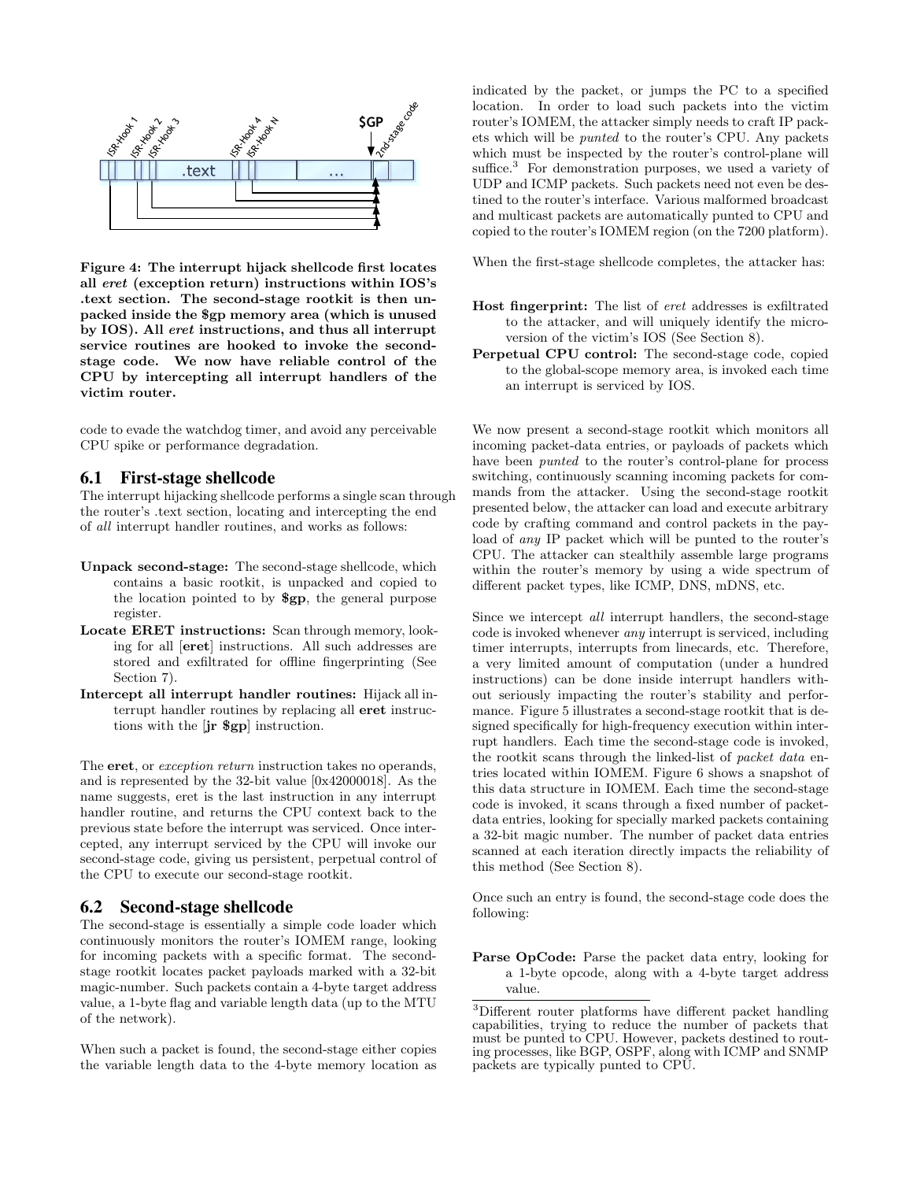**Figure 4: The interrupt hijack shellcode first locates all *eret* (exception return) instructions within IOS's .text section. The second-stage rootkit is then unpacked inside the $gp memory area (which is unused by IOS). All *eret* instructions, and thus all interrupt service routines are hooked to invoke the second-stage code. We now have reliable control of the CPU by intercepting all interrupt handlers of the victim router.**

code to evade the watchdog timer, and avoid any perceivable CPU spike or performance degradation.

## 6.1 First-stage shellcode

The interrupt hijacking shellcode performs a single scan through the router's .text section, locating and intercepting the end of *all* interrupt handler routines, and works as follows:

- **Unpack second-stage:** The second-stage shellcode, which contains a basic rootkit, is unpacked and copied to the location pointed to by **$gp**, the general purpose register.
- **Locate ERET instructions:** Scan through memory, looking for all [**eret**] instructions. All such addresses are stored and exfiltrated for offline fingerprinting (See Section 7).
- **Intercept all interrupt handler routines:** Hijack all interrupt handler routines by replacing all **eret** instructions with the [**jr $gp**] instruction.

The **eret**, or *exception return* instruction takes no operands, and is represented by the 32-bit value [0x42000018]. As the name suggests, eret is the last instruction in any interrupt handler routine, and returns the CPU context back to the previous state before the interrupt was serviced. Once intercepted, any interrupt serviced by the CPU will invoke our second-stage code, giving us persistent, perpetual control of the CPU to execute our second-stage rootkit.

## 6.2 Second-stage shellcode

The second-stage is essentially a simple code loader which continuously monitors the router's IOMEM range, looking for incoming packets with a specific format. The second-stage rootkit locates packet payloads marked with a 32-bit magic-number. Such packets contain a 4-byte target address value, a 1-byte flag and variable length data (up to the MTU of the network).

When such a packet is found, the second-stage either copies the variable length data to the 4-byte memory location as indicated by the packet, or jumps the PC to a specified location. In order to load such packets into the victim router's IOMEM, the attacker simply needs to craft IP packets which will be *punted* to the router's CPU. Any packets which must be inspected by the router's control-plane will suffice.[3] For demonstration purposes, we used a variety of UDP and ICMP packets. Such packets need not even be destined to the router's interface. Various malformed broadcast and multicast packets are automatically punted to CPU and copied to the router's IOMEM region (on the 7200 platform).

When the first-stage shellcode completes, the attacker has:

- **Host fingerprint:** The list of *eret* addresses is exfiltrated to the attacker, and will uniquely identify the micro-version of the victim's IOS (See Section 8).
- **Perpetual CPU control:** The second-stage code, copied to the global-scope memory area, is invoked each time an interrupt is serviced by IOS.

We now present a second-stage rootkit which monitors all incoming packet-data entries, or payloads of packets which have been *punted* to the router's control-plane for process switching, continuously scanning incoming packets for commands from the attacker. Using the second-stage rootkit presented below, the attacker can load and execute arbitrary code by crafting command and control packets in the payload of *any* IP packet which will be punted to the router's CPU. The attacker can stealthily assemble large programs within the router's memory by using a wide spectrum of different packet types, like ICMP, DNS, mDNS, etc.

Since we intercept *all* interrupt handlers, the second-stage code is invoked whenever *any* interrupt is serviced, including timer interrupts, interrupts from linecards, etc. Therefore, a very limited amount of computation (under a hundred instructions) can be done inside interrupt handlers without seriously impacting the router's stability and performance. Figure 5 illustrates a second-stage rootkit that is designed specifically for high-frequency execution within interrupt handlers. Each time the second-stage code is invoked, the rootkit scans through the linked-list of *packet data* entries located within IOMEM. Figure 6 shows a snapshot of this data structure in IOMEM. Each time the second-stage code is invoked, it scans through a fixed number of packet-data entries, looking for specially marked packets containing a 32-bit magic number. The number of packet data entries scanned at each iteration directly impacts the reliability of this method (See Section 8).

Once such an entry is found, the second-stage code does the following:

- **Parse OpCode:** Parse the packet data entry, looking for a 1-byte opcode, along with a 4-byte target address value.

[3] Different router platforms have different packet handling capabilities, trying to reduce the number of packets that must be punted to CPU. However, packets destined to routing processes, like BGP, OSPF, along with ICMP and SNMP packets are typically punted to CPU.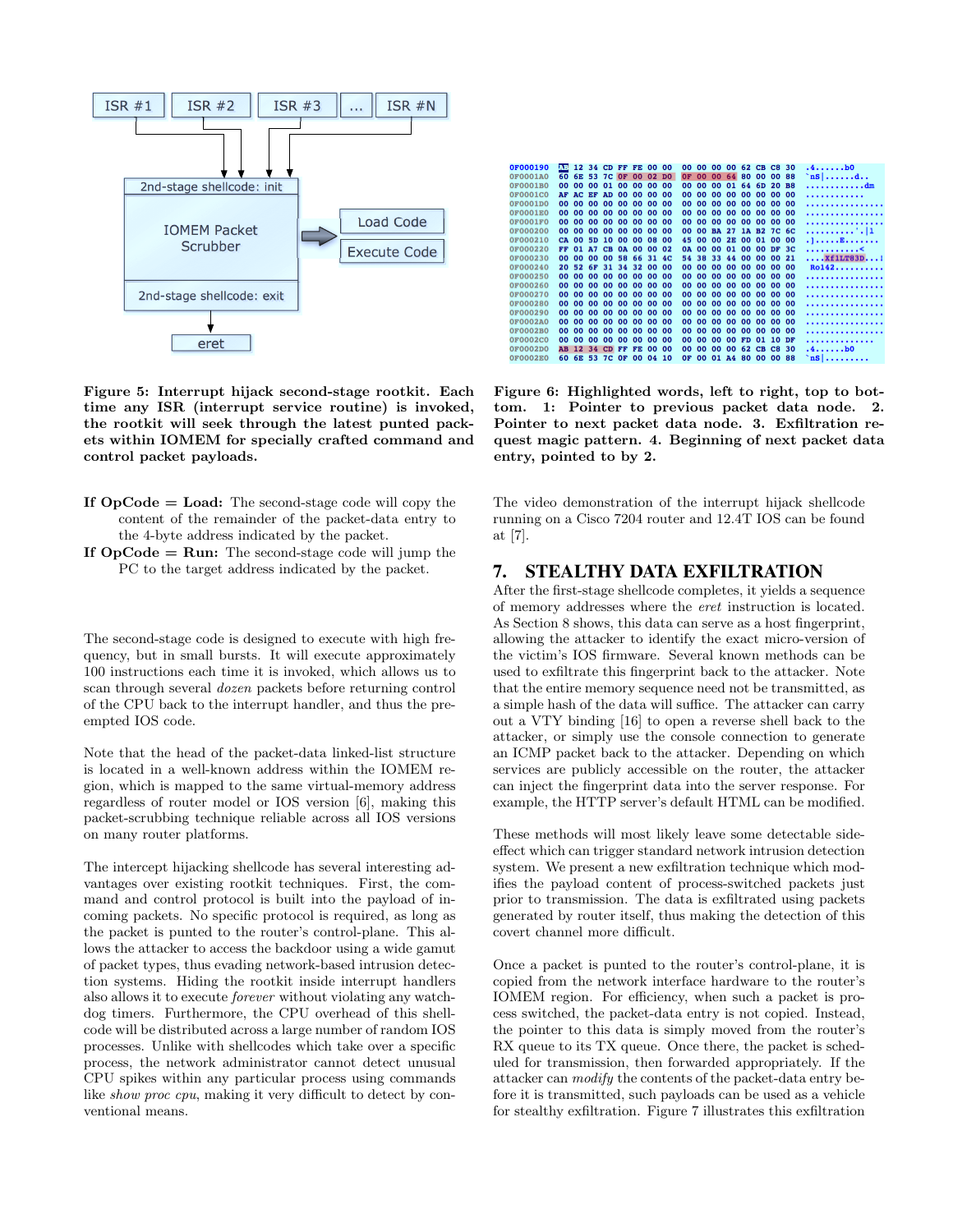ISR #1
ISR #2
ISR #3
...
ISR #N
2nd-stage shellcode: init
IOMEM Packet Scrubber
Load Code
Execute Code
2nd-stage shellcode: exit
eret

**Figure 5: Interrupt hijack second-stage rootkit. Each time any ISR (interrupt service routine) is invoked, the rootkit will seek through the latest punted packets within IOMEM for specially crafted command and control packet payloads.**

```
0F000190  AB 12 34 CD FF FE 00 00  00 00 00 00 62 CB C8 30  .4......b0
0F0001A0  60 6E 53 7C 0F 00 02 D0  0F 00 00 64 80 00 00 88  `nS|......d..
0F0001B0  00 00 00 01 00 00 00 00  00 00 00 01 64 6D 20 B8  ............dm
0F0001C0  AF AC EF AD 00 00 00 00  00 00 00 00 00 00 00 00  ............
0F0001D0  00 00 00 00 00 00 00 00  00 00 00 00 00 00 00 00  ................
0F0001E0  00 00 00 00 00 00 00 00  00 00 00 00 00 00 00 00  ................
0F0001F0  00 00 00 00 00 00 00 00  00 00 00 00 00 00 00 00  ................
0F000200  00 00 00 00 00 00 00 00  00 00 BA 27 1A B2 7C 6C  ..........'.|l
0F000210  CA 00 5D 10 00 00 08 00  45 00 00 2E 00 01 00 00  .].....E.......
0F000220  FF 01 A7 CB 0A 00 00 02  0A 00 00 01 00 00 DF 3C  ..........<
0F000230  00 00 00 00 58 66 31 4C  54 38 33 44 00 00 00 21  ....Xf1LT83D...!
0F000240  20 52 6F 31 34 32 00 00  00 00 00 00 00 00 00 00   Ro142.........
0F000250  00 00 00 00 00 00 00 00  00 00 00 00 00 00 00 00  ................
0F000260  00 00 00 00 00 00 00 00  00 00 00 00 00 00 00 00  ................
0F000270  00 00 00 00 00 00 00 00  00 00 00 00 00 00 00 00  ................
0F000280  00 00 00 00 00 00 00 00  00 00 00 00 00 00 00 00  ................
0F000290  00 00 00 00 00 00 00 00  00 00 00 00 00 00 00 00  ................
0F0002A0  00 00 00 00 00 00 00 00  00 00 00 00 00 00 00 00  ................
0F0002B0  00 00 00 00 00 00 00 00  00 00 00 00 00 00 00 00  ................
0F0002C0  00 00 00 00 00 00 00 00  00 00 00 00 FD 01 10 DF  ..............
0F0002D0  AB 12 34 CD FF FE 00 00  00 00 00 00 62 CB C8 30  .4......b0
0F0002E0  60 6E 53 7C 0F 00 04 10  0F 00 01 A4 80 00 00 88  `nS|.........
```

**Figure 6: Highlighted words, left to right, top to bottom. 1: Pointer to previous packet data node. 2. Pointer to next packet data node. 3. Exfiltration request magic pattern. 4. Beginning of next packet data entry, pointed to by 2.**

**If OpCode = Load:** The second-stage code will copy the content of the remainder of the packet-data entry to the 4-byte address indicated by the packet.

**If OpCode = Run:** The second-stage code will jump the PC to the target address indicated by the packet.

The second-stage code is designed to execute with high frequency, but in small bursts. It will execute approximately 100 instructions each time it is invoked, which allows us to scan through several *dozen* packets before returning control of the CPU back to the interrupt handler, and thus the preempted IOS code.

Note that the head of the packet-data linked-list structure is located in a well-known address within the IOMEM region, which is mapped to the same virtual-memory address regardless of router model or IOS version [6], making this packet-scrubbing technique reliable across all IOS versions on many router platforms.

The intercept hijacking shellcode has several interesting advantages over existing rootkit techniques. First, the command and control protocol is built into the payload of incoming packets. No specific protocol is required, as long as the packet is punted to the router's control-plane. This allows the attacker to access the backdoor using a wide gamut of packet types, thus evading network-based intrusion detection systems. Hiding the rootkit inside interrupt handlers also allows it to execute *forever* without violating any watchdog timers. Furthermore, the CPU overhead of this shellcode will be distributed across a large number of random IOS processes. Unlike with shellcodes which take over a specific process, the network administrator cannot detect unusual CPU spikes within any particular process using commands like *show proc cpu*, making it very difficult to detect by conventional means.

The video demonstration of the interrupt hijack shellcode running on a Cisco 7204 router and 12.4T IOS can be found at [7].

## 7. STEALTHY DATA EXFILTRATION

After the first-stage shellcode completes, it yields a sequence of memory addresses where the *eret* instruction is located. As Section 8 shows, this data can serve as a host fingerprint, allowing the attacker to identify the exact micro-version of the victim's IOS firmware. Several known methods can be used to exfiltrate this fingerprint back to the attacker. Note that the entire memory sequence need not be transmitted, as a simple hash of the data will suffice. The attacker can carry out a VTY binding [16] to open a reverse shell back to the attacker, or simply use the console connection to generate an ICMP packet back to the attacker. Depending on which services are publicly accessible on the router, the attacker can inject the fingerprint data into the server response. For example, the HTTP server's default HTML can be modified.

These methods will most likely leave some detectable side-effect which can trigger standard network intrusion detection system. We present a new exfiltration technique which modifies the payload content of process-switched packets just prior to transmission. The data is exfiltrated using packets generated by router itself, thus making the detection of this covert channel more difficult.

Once a packet is punted to the router's control-plane, it is copied from the network interface hardware to the router's IOMEM region. For efficiency, when such a packet is process switched, the packet-data entry is not copied. Instead, the pointer to this data is simply moved from the router's RX queue to its TX queue. Once there, the packet is scheduled for transmission, then forwarded appropriately. If the attacker can *modify* the contents of the packet-data entry before it is transmitted, such payloads can be used as a vehicle for stealthy exfiltration. Figure 7 illustrates this exfiltration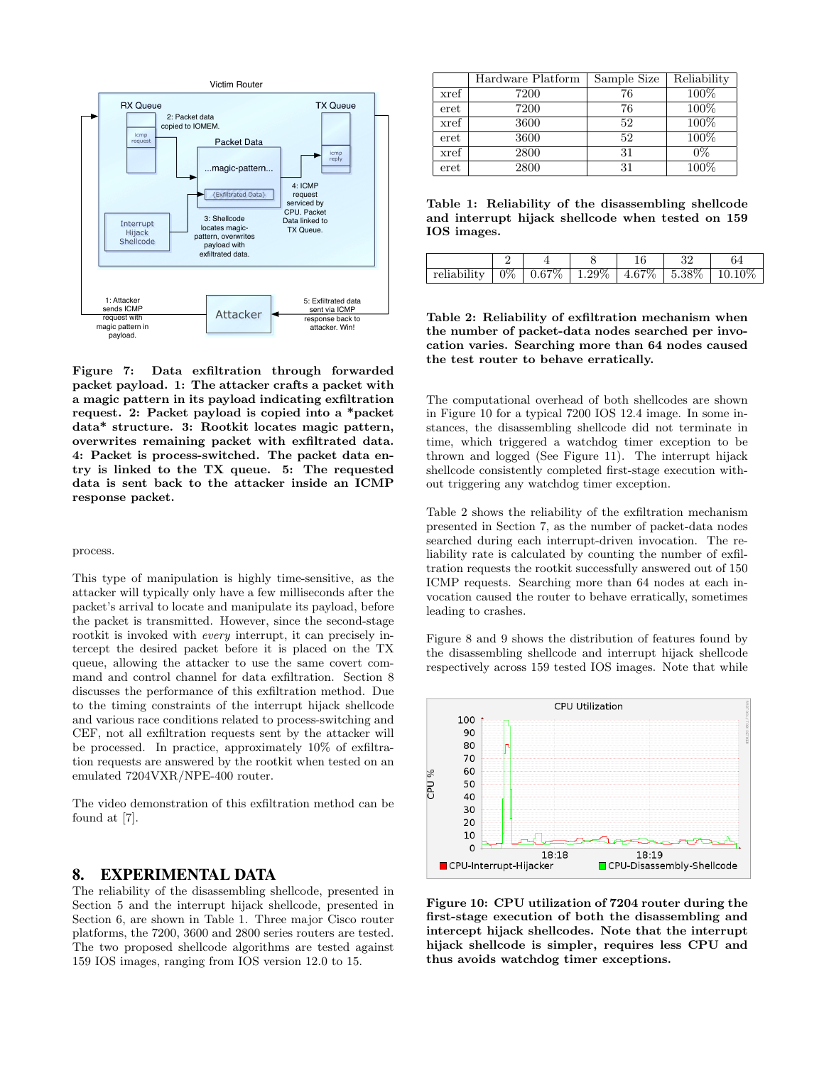**Figure 7: Data exfiltration through forwarded packet payload. 1: The attacker crafts a packet with a magic pattern in its payload indicating exfiltration request. 2: Packet payload is copied into a *packet data* structure. 3: Rootkit locates magic pattern, overwrites remaining packet with exfiltrated data. 4: Packet is process-switched. The packet data entry is linked to the TX queue. 5: The requested data is sent back to the attacker inside an ICMP response packet.**

process.

This type of manipulation is highly time-sensitive, as the attacker will typically only have a few milliseconds after the packet's arrival to locate and manipulate its payload, before the packet is transmitted. However, since the second-stage rootkit is invoked with *every* interrupt, it can precisely intercept the desired packet before it is placed on the TX queue, allowing the attacker to use the same covert command and control channel for data exfiltration. Section 8 discusses the performance of this exfiltration method. Due to the timing constraints of the interrupt hijack shellcode and various race conditions related to process-switching and CEF, not all exfiltration requests sent by the attacker will be processed. In practice, approximately 10% of exfiltration requests are answered by the rootkit when tested on an emulated 7204VXR/NPE-400 router.

The video demonstration of this exfiltration method can be found at [7].

## 8. EXPERIMENTAL DATA

The reliability of the disassembling shellcode, presented in Section 5 and the interrupt hijack shellcode, presented in Section 6, are shown in Table 1. Three major Cisco router platforms, the 7200, 3600 and 2800 series routers are tested. The two proposed shellcode algorithms are tested against 159 IOS images, ranging from IOS version 12.0 to 15.

| | Hardware Platform | Sample Size | Reliability |
|---|---|---|---|
| xref | 7200 | 76 | 100% |
| eret | 7200 | 76 | 100% |
| xref | 3600 | 52 | 100% |
| eret | 3600 | 52 | 100% |
| xref | 2800 | 31 | 0% |
| eret | 2800 | 31 | 100% |

**Table 1: Reliability of the disassembling shellcode and interrupt hijack shellcode when tested on 159 IOS images.**

| | 2 | 4 | 8 | 16 | 32 | 64 |
|---|---|---|---|---|---|---|
| reliability | 0% | 0.67% | 1.29% | 4.67% | 5.38% | 10.10% |

**Table 2: Reliability of exfiltration mechanism when the number of packet-data nodes searched per invocation varies. Searching more than 64 nodes caused the test router to behave erratically.**

The computational overhead of both shellcodes are shown in Figure 10 for a typical 7200 IOS 12.4 image. In some instances, the disassembling shellcode did not terminate in time, which triggered a watchdog timer exception to be thrown and logged (See Figure 11). The interrupt hijack shellcode consistently completed first-stage execution without triggering any watchdog timer exception.

Table 2 shows the reliability of the exfiltration mechanism presented in Section 7, as the number of packet-data nodes searched during each interrupt-driven invocation. The reliability rate is calculated by counting the number of exfiltration requests the rootkit successfully answered out of 150 ICMP requests. Searching more than 64 nodes at each invocation caused the router to behave erratically, sometimes leading to crashes.

Figure 8 and 9 shows the distribution of features found by the disassembling shellcode and interrupt hijack shellcode respectively across 159 tested IOS images. Note that while

**Figure 10: CPU utilization of 7204 router during the first-stage execution of both the disassembling and intercept hijack shellcodes. Note that the interrupt hijack shellcode is simpler, requires less CPU and thus avoids watchdog timer exceptions.**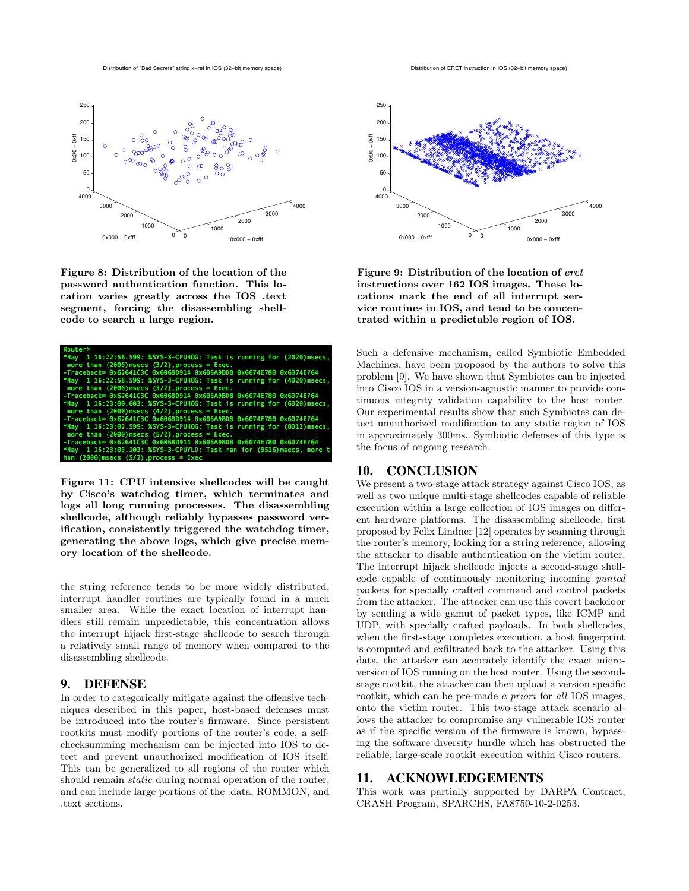Distribution of "Bad Secrets" string x–ref in IOS (32–bit memory space)

250
200
150
100
50
0
0x00 – 0xff
4000
3000
2000
1000
0
0x000 – 0xfff
0
1000
2000
3000
4000
0x000 – 0xfff

**Figure 8: Distribution of the location of the password authentication function. This location varies greatly across the IOS .text segment, forcing the disassembling shellcode to search a large region.**

Distribution of ERET instruction in IOS (32–bit memory space)

250
200
150
100
50
0
0x00 – 0xff
4000
3000
2000
1000
0
0x000 – 0xfff
0
1000
2000
3000
4000
0x000 – 0xfff

**Figure 9: Distribution of the location of *eret* instructions over 162 IOS images. These locations mark the end of all interrupt service routines in IOS, and tend to be concentrated within a predictable region of IOS.**

```
Router>
*May  1 16:22:56.599: %SYS-3-CPUHOG: Task is running for (2020)msecs,
 more than (2000)msecs (3/2),process = Exec.
-Traceback= 0x62641C3C 0x6068D914 0x606A9BD8 0x6074E780 0x6074E764
*May  1 16:22:58.599: %SYS-3-CPUHOG: Task is running for (4020)msecs,
 more than (2000)msecs (3/2),process = Exec.
-Traceback= 0x62641C3C 0x6068D914 0x606A9BD8 0x6074E780 0x6074E764
*May  1 16:23:00.603: %SYS-3-CPUHOG: Task is running for (6020)msecs,
 more than (2000)msecs (4/2),process = Exec.
-Traceback= 0x62641C3C 0x6068D914 0x606A9BD8 0x6074E780 0x6074E764
*May  1 16:23:02.599: %SYS-3-CPUHOG: Task is running for (8012)msecs,
 more than (2000)msecs (5/2),process = Exec.
-Traceback= 0x62641C3C 0x6068D914 0x606A9BD8 0x6074E780 0x6074E764
*May  1 16:23:03.103: %SYS-3-CPUYLD: Task ran for (8516)msecs, more t
han (2000)msecs (5/2),process = Exec
```

**Figure 11: CPU intensive shellcodes will be caught by Cisco's watchdog timer, which terminates and logs all long running processes. The disassembling shellcode, although reliably bypasses password verification, consistently triggered the watchdog timer, generating the above logs, which give precise memory location of the shellcode.**

the string reference tends to be more widely distributed, interrupt handler routines are typically found in a much smaller area. While the exact location of interrupt handlers still remain unpredictable, this concentration allows the interrupt hijack first-stage shellcode to search through a relatively small range of memory when compared to the disassembling shellcode.

## 9. DEFENSE

In order to categorically mitigate against the offensive techniques described in this paper, host-based defenses must be introduced into the router's firmware. Since persistent rootkits must modify portions of the router's code, a self-checksumming mechanism can be injected into IOS to detect and prevent unauthorized modification of IOS itself. This can be generalized to all regions of the router which should remain *static* during normal operation of the router, and can include large portions of the .data, ROMMON, and .text sections.

Such a defensive mechanism, called Symbiotic Embedded Machines, have been proposed by the authors to solve this problem [9]. We have shown that Symbiotes can be injected into Cisco IOS in a version-agnostic manner to provide continuous integrity validation capability to the host router. Our experimental results show that such Symbiotes can detect unauthorized modification to any static region of IOS in approximately 300ms. Symbiotic defenses of this type is the focus of ongoing research.

## 10. CONCLUSION

We present a two-stage attack strategy against Cisco IOS, as well as two unique multi-stage shellcodes capable of reliable execution within a large collection of IOS images on different hardware platforms. The disassembling shellcode, first proposed by Felix Lindner [12] operates by scanning through the router's memory, looking for a string reference, allowing the attacker to disable authentication on the victim router. The interrupt hijack shellcode injects a second-stage shellcode capable of continuously monitoring incoming *punted* packets for specially crafted command and control packets from the attacker. The attacker can use this covert backdoor by sending a wide gamut of packet types, like ICMP and UDP, with specially crafted payloads. In both shellcodes, when the first-stage completes execution, a host fingerprint is computed and exfiltrated back to the attacker. Using this data, the attacker can accurately identify the exact micro-version of IOS running on the host router. Using the second-stage rootkit, the attacker can then upload a version specific rootkit, which can be pre-made *a priori* for *all* IOS images, onto the victim router. This two-stage attack scenario allows the attacker to compromise any vulnerable IOS router as if the specific version of the firmware is known, bypassing the software diversity hurdle which has obstructed the reliable, large-scale rootkit execution within Cisco routers.

## 11. ACKNOWLEDGEMENTS

This work was partially supported by DARPA Contract, CRASH Program, SPARCHS, FA8750-10-2-0253.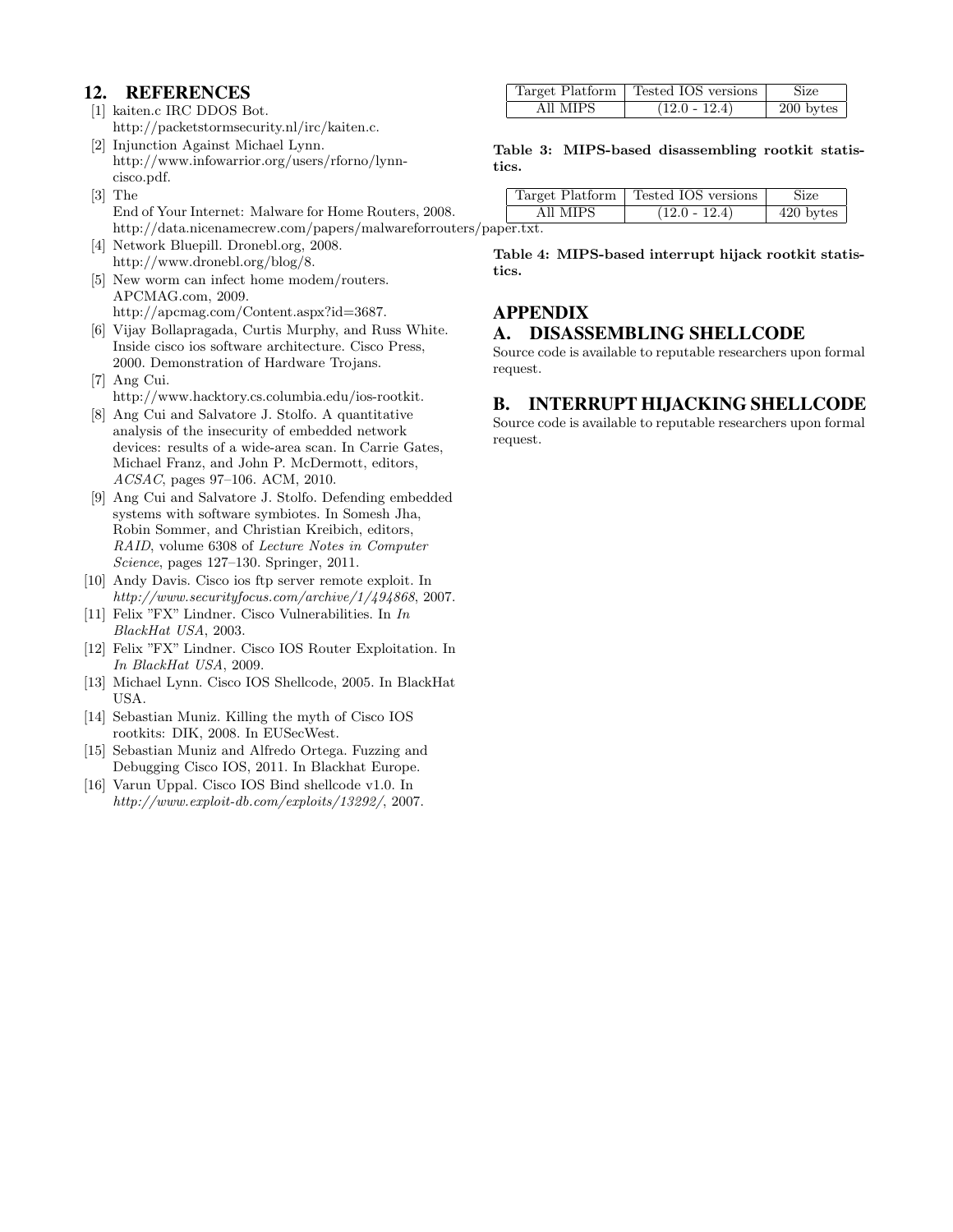## 12. REFERENCES

[1] kaiten.c IRC DDOS Bot. http://packetstormsecurity.nl/irc/kaiten.c.

[2] Injunction Against Michael Lynn. http://www.infowarrior.org/users/rforno/lynn-cisco.pdf.

[3] The End of Your Internet: Malware for Home Routers, 2008. http://data.nicenamecrew.com/papers/malwareforrouters/paper.txt.

[4] Network Bluepill. Dronebl.org, 2008. http://www.dronebl.org/blog/8.

[5] New worm can infect home modem/routers. APCMAG.com, 2009. http://apcmag.com/Content.aspx?id=3687.

[6] Vijay Bollapragada, Curtis Murphy, and Russ White. Inside cisco ios software architecture. Cisco Press, 2000. Demonstration of Hardware Trojans.

[7] Ang Cui. http://www.hacktory.cs.columbia.edu/ios-rootkit.

[8] Ang Cui and Salvatore J. Stolfo. A quantitative analysis of the insecurity of embedded network devices: results of a wide-area scan. In Carrie Gates, Michael Franz, and John P. McDermott, editors, *ACSAC*, pages 97–106. ACM, 2010.

[9] Ang Cui and Salvatore J. Stolfo. Defending embedded systems with software symbiotes. In Somesh Jha, Robin Sommer, and Christian Kreibich, editors, *RAID*, volume 6308 of *Lecture Notes in Computer Science*, pages 127–130. Springer, 2011.

[10] Andy Davis. Cisco ios ftp server remote exploit. In *http://www.securityfocus.com/archive/1/494868*, 2007.

[11] Felix "FX" Lindner. Cisco Vulnerabilities. In *In BlackHat USA*, 2003.

[12] Felix "FX" Lindner. Cisco IOS Router Exploitation. In *In BlackHat USA*, 2009.

[13] Michael Lynn. Cisco IOS Shellcode, 2005. In BlackHat USA.

[14] Sebastian Muniz. Killing the myth of Cisco IOS rootkits: DIK, 2008. In EUSecWest.

[15] Sebastian Muniz and Alfredo Ortega. Fuzzing and Debugging Cisco IOS, 2011. In Blackhat Europe.

[16] Varun Uppal. Cisco IOS Bind shellcode v1.0. In *http://www.exploit-db.com/exploits/13292/*, 2007.

| Target Platform | Tested IOS versions | Size |
|---|---|---|
| All MIPS | (12.0 - 12.4) | 200 bytes |

**Table 3: MIPS-based disassembling rootkit statistics.**

| Target Platform | Tested IOS versions | Size |
|---|---|---|
| All MIPS | (12.0 - 12.4) | 420 bytes |

**Table 4: MIPS-based interrupt hijack rootkit statistics.**

## APPENDIX

## A. DISASSEMBLING SHELLCODE

Source code is available to reputable researchers upon formal request.

## B. INTERRUPT HIJACKING SHELLCODE

Source code is available to reputable researchers upon formal request.